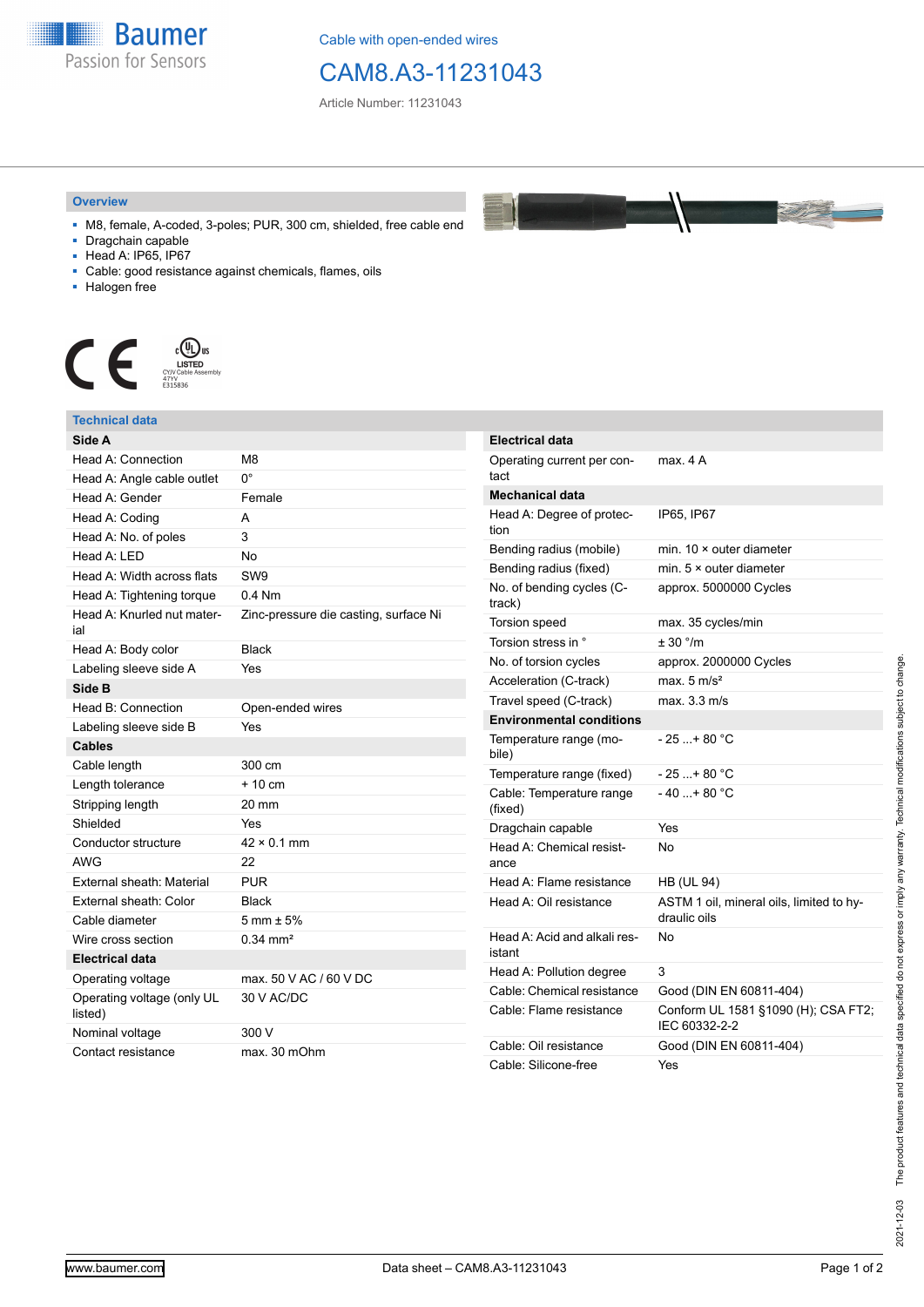Cable with open-ended wires

# CAM8.A3-11231043

Article Number: 11231043

## Overview

- M8, female, A-coded, 3-poles; PUR, 300 cm, shielded, free cable end
- Dragchain capable
- Head A: IP65, IP67
- Cable: good resistance against chemicals, flames, oils
- Halogen free

LISTED
CYJV Cable Assembly
47YV
E315836

## Technical data

| Side A | |
|---|---|
| Head A: Connection | M8 |
| Head A: Angle cable outlet | 0° |
| Head A: Gender | Female |
| Head A: Coding | A |
| Head A: No. of poles | 3 |
| Head A: LED | No |
| Head A: Width across flats | SW9 |
| Head A: Tightening torque | 0.4 Nm |
| Head A: Knurled nut material | Zinc-pressure die casting, surface Ni |
| Head A: Body color | Black |
| Labeling sleeve side A | Yes |
| **Side B** | |
| Head B: Connection | Open-ended wires |
| Labeling sleeve side B | Yes |
| **Cables** | |
| Cable length | 300 cm |
| Length tolerance | + 10 cm |
| Stripping length | 20 mm |
| Shielded | Yes |
| Conductor structure | 42 × 0.1 mm |
| AWG | 22 |
| External sheath: Material | PUR |
| External sheath: Color | Black |
| Cable diameter | 5 mm ± 5% |
| Wire cross section | 0.34 mm² |
| **Electrical data** | |
| Operating voltage | max. 50 V AC / 60 V DC |
| Operating voltage (only UL listed) | 30 V AC/DC |
| Nominal voltage | 300 V |
| Contact resistance | max. 30 mOhm |

| Electrical data | |
|---|---|
| Operating current per contact | max. 4 A |
| **Mechanical data** | |
| Head A: Degree of protection | IP65, IP67 |
| Bending radius (mobile) | min. 10 × outer diameter |
| Bending radius (fixed) | min. 5 × outer diameter |
| No. of bending cycles (C-track) | approx. 5000000 Cycles |
| Torsion speed | max. 35 cycles/min |
| Torsion stress in ° | ± 30 °/m |
| No. of torsion cycles | approx. 2000000 Cycles |
| Acceleration (C-track) | max. 5 m/s² |
| Travel speed (C-track) | max. 3.3 m/s |
| **Environmental conditions** | |
| Temperature range (mobile) | - 25 ...+ 80 °C |
| Temperature range (fixed) | - 25 ...+ 80 °C |
| Cable: Temperature range (fixed) | - 40 ...+ 80 °C |
| Dragchain capable | Yes |
| Head A: Chemical resistance | No |
| Head A: Flame resistance | HB (UL 94) |
| Head A: Oil resistance | ASTM 1 oil, mineral oils, limited to hydraulic oils |
| Head A: Acid and alkali resistant | No |
| Head A: Pollution degree | 3 |
| Cable: Chemical resistance | Good (DIN EN 60811-404) |
| Cable: Flame resistance | Conform UL 1581 §1090 (H); CSA FT2; IEC 60332-2-2 |
| Cable: Oil resistance | Good (DIN EN 60811-404) |
| Cable: Silicone-free | Yes |

The product features and technical data specified do not express or imply any warranty. Technical modifications subject to change. 2021-12-03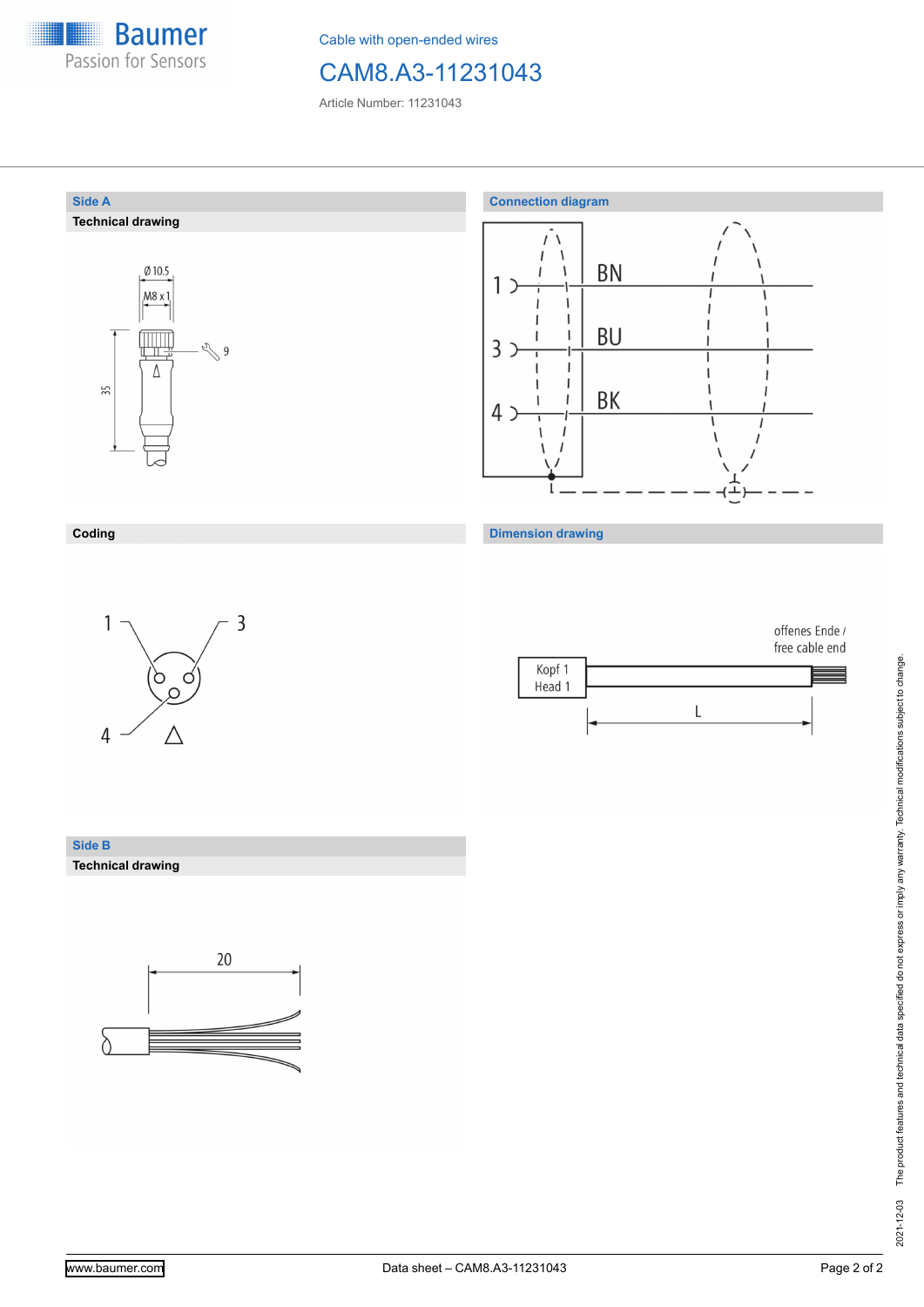Cable with open-ended wires

# CAM8.A3-11231043

Article Number: 11231043

## Side A

### Technical drawing

Ø 10.5

M8 x 1

9

35

## Connection diagram

1 BN

3 BU

4 BK

### Coding

1

3

4

## Dimension drawing

Kopf 1
Head 1

offenes Ende /
free cable end

L

## Side B

### Technical drawing

20

The product features and technical data specified do not express or imply any warranty. Technical modifications subject to change.

2021-12-03

www.baumer.com

Data sheet – CAM8.A3-11231043